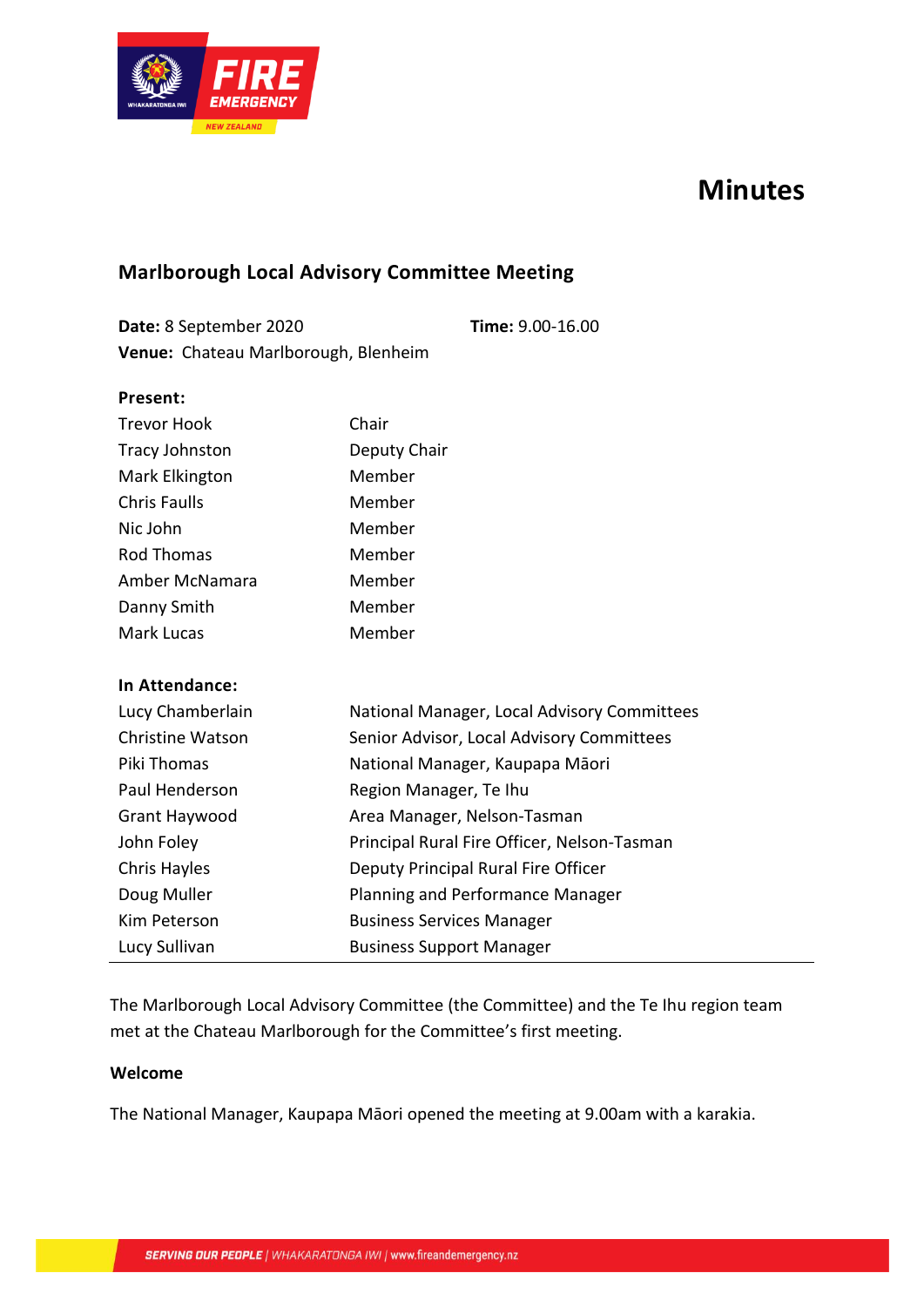# Minutes

## Marlborough Local Advisory Committee Meeting

**Date:** 8 September 2020 **Time:** 9.00-16.00
**Venue:** Chateau Marlborough, Blenheim

**Present:**

| | |
|---|---|
| Trevor Hook | Chair |
| Tracy Johnston | Deputy Chair |
| Mark Elkington | Member |
| Chris Faulls | Member |
| Nic John | Member |
| Rod Thomas | Member |
| Amber McNamara | Member |
| Danny Smith | Member |
| Mark Lucas | Member |

**In Attendance:**

| | |
|---|---|
| Lucy Chamberlain | National Manager, Local Advisory Committees |
| Christine Watson | Senior Advisor, Local Advisory Committees |
| Piki Thomas | National Manager, Kaupapa Māori |
| Paul Henderson | Region Manager, Te Ihu |
| Grant Haywood | Area Manager, Nelson-Tasman |
| John Foley | Principal Rural Fire Officer, Nelson-Tasman |
| Chris Hayles | Deputy Principal Rural Fire Officer |
| Doug Muller | Planning and Performance Manager |
| Kim Peterson | Business Services Manager |
| Lucy Sullivan | Business Support Manager |

The Marlborough Local Advisory Committee (the Committee) and the Te Ihu region team met at the Chateau Marlborough for the Committee's first meeting.

**Welcome**

The National Manager, Kaupapa Māori opened the meeting at 9.00am with a karakia.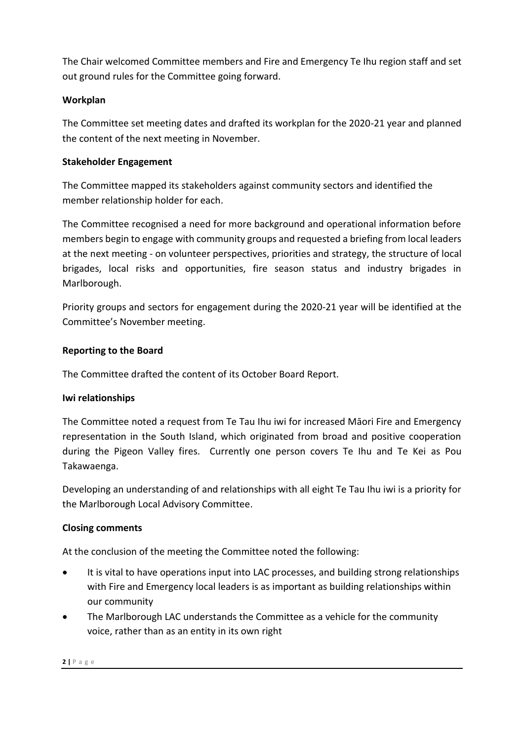The Chair welcomed Committee members and Fire and Emergency Te Ihu region staff and set out ground rules for the Committee going forward.

**Workplan**

The Committee set meeting dates and drafted its workplan for the 2020-21 year and planned the content of the next meeting in November.

**Stakeholder Engagement**

The Committee mapped its stakeholders against community sectors and identified the member relationship holder for each.

The Committee recognised a need for more background and operational information before members begin to engage with community groups and requested a briefing from local leaders at the next meeting - on volunteer perspectives, priorities and strategy, the structure of local brigades, local risks and opportunities, fire season status and industry brigades in Marlborough.

Priority groups and sectors for engagement during the 2020-21 year will be identified at the Committee's November meeting.

**Reporting to the Board**

The Committee drafted the content of its October Board Report.

**Iwi relationships**

The Committee noted a request from Te Tau Ihu iwi for increased Māori Fire and Emergency representation in the South Island, which originated from broad and positive cooperation during the Pigeon Valley fires. Currently one person covers Te Ihu and Te Kei as Pou Takawaenga.

Developing an understanding of and relationships with all eight Te Tau Ihu iwi is a priority for the Marlborough Local Advisory Committee.

**Closing comments**

At the conclusion of the meeting the Committee noted the following:

- It is vital to have operations input into LAC processes, and building strong relationships with Fire and Emergency local leaders is as important as building relationships within our community
- The Marlborough LAC understands the Committee as a vehicle for the community voice, rather than as an entity in its own right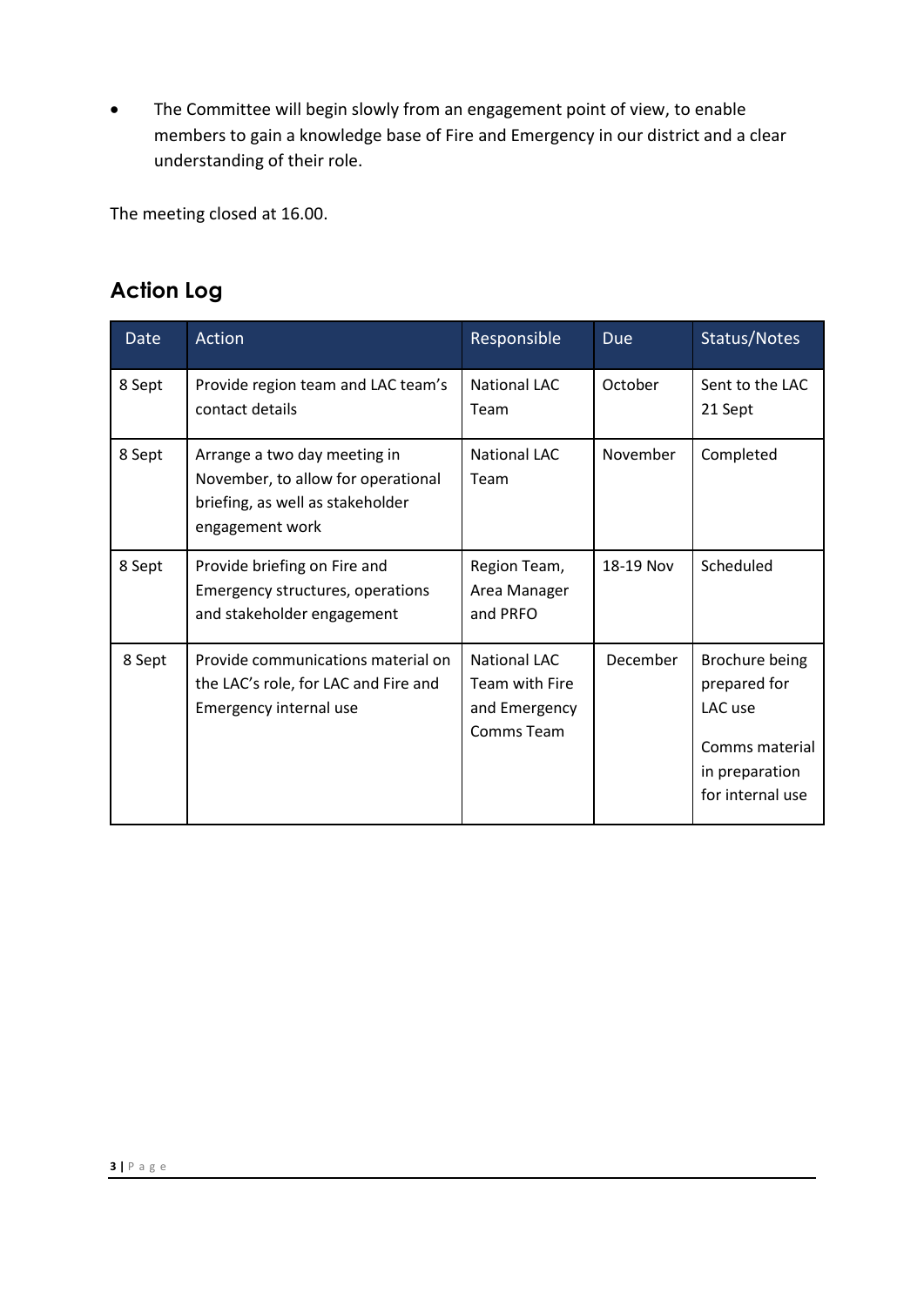- The Committee will begin slowly from an engagement point of view, to enable members to gain a knowledge base of Fire and Emergency in our district and a clear understanding of their role.

The meeting closed at 16.00.

## Action Log

| Date | Action | Responsible | Due | Status/Notes |
|---|---|---|---|---|
| 8 Sept | Provide region team and LAC team's contact details | National LAC Team | October | Sent to the LAC 21 Sept |
| 8 Sept | Arrange a two day meeting in November, to allow for operational briefing, as well as stakeholder engagement work | National LAC Team | November | Completed |
| 8 Sept | Provide briefing on Fire and Emergency structures, operations and stakeholder engagement | Region Team, Area Manager and PRFO | 18-19 Nov | Scheduled |
| 8 Sept | Provide communications material on the LAC's role, for LAC and Fire and Emergency internal use | National LAC Team with Fire and Emergency Comms Team | December | Brochure being prepared for LAC use<br><br>Comms material in preparation for internal use |